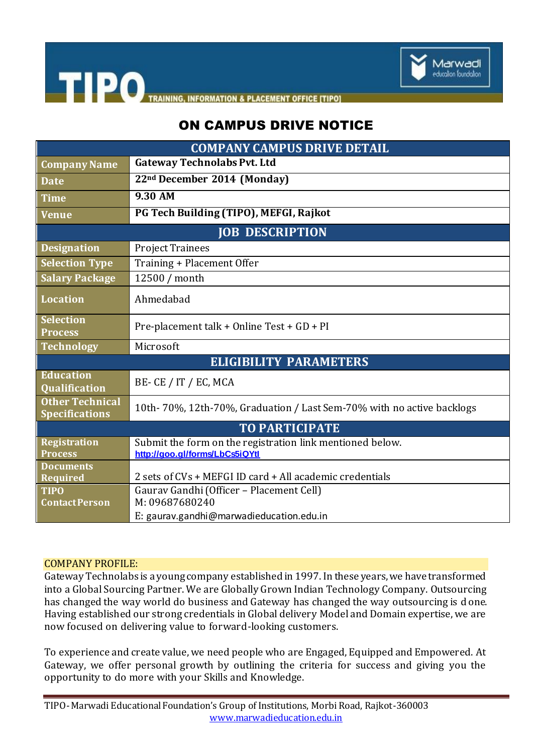TIPO TRAINING, INFORMATION & PLACEMENT OFFICE [TIPO]

Marwadi education foundation

# ON CAMPUS DRIVE NOTICE

| COMPANY CAMPUS DRIVE DETAIL | |
|---|---|
| Company Name | **Gateway Technolabs Pvt. Ltd** |
| Date | **22nd December 2014 (Monday)** |
| Time | **9.30 AM** |
| Venue | **PG Tech Building (TIPO), MEFGI, Rajkot** |
| **JOB DESCRIPTION** | |
| Designation | Project Trainees |
| Selection Type | Training + Placement Offer |
| Salary Package | 12500 / month |
| Location | Ahmedabad |
| Selection Process | Pre-placement talk + Online Test + GD + PI |
| Technology | Microsoft |
| **ELIGIBILITY PARAMETERS** | |
| Education Qualification | BE- CE / IT / EC, MCA |
| Other Technical Specifications | 10th- 70%, 12th-70%, Graduation / Last Sem-70% with no active backlogs |
| **TO PARTICIPATE** | |
| Registration Process | Submit the form on the registration link mentioned below. http://goo.gl/forms/LbCs5iQYtl |
| Documents Required | 2 sets of CVs + MEFGI ID card + All academic credentials |
| TIPO Contact Person | Gaurav Gandhi (Officer – Placement Cell) M: 09687680240 E: gaurav.gandhi@marwadieducation.edu.in |

COMPANY PROFILE:

Gateway Technolabs is a young company established in 1997. In these years, we have transformed into a Global Sourcing Partner. We are Globally Grown Indian Technology Company. Outsourcing has changed the way world do business and Gateway has changed the way outsourcing is done. Having established our strong credentials in Global delivery Model and Domain expertise, we are now focused on delivering value to forward-looking customers.

To experience and create value, we need people who are Engaged, Equipped and Empowered. At Gateway, we offer personal growth by outlining the criteria for success and giving you the opportunity to do more with your Skills and Knowledge.

TIPO- Marwadi Educational Foundation's Group of Institutions, Morbi Road, Rajkot-360003
www.marwadieducation.edu.in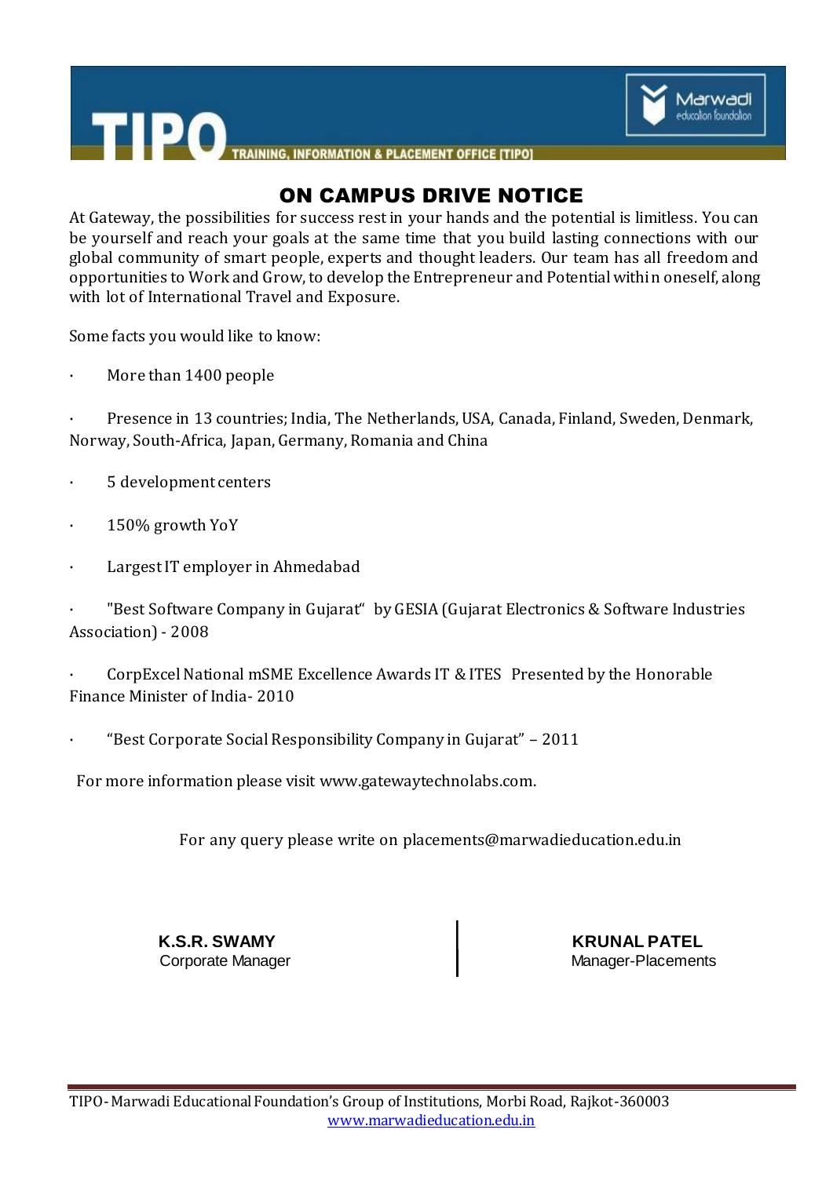TIPO TRAINING, INFORMATION & PLACEMENT OFFICE [TIPO]

Marwadi education foundation

# ON CAMPUS DRIVE NOTICE

At Gateway, the possibilities for success rest in your hands and the potential is limitless. You can be yourself and reach your goals at the same time that you build lasting connections with our global community of smart people, experts and thought leaders. Our team has all freedom and opportunities to Work and Grow, to develop the Entrepreneur and Potential within oneself, along with lot of International Travel and Exposure.

Some facts you would like to know:

- More than 1400 people
- Presence in 13 countries; India, The Netherlands, USA, Canada, Finland, Sweden, Denmark, Norway, South-Africa, Japan, Germany, Romania and China
- 5 development centers
- 150% growth YoY
- Largest IT employer in Ahmedabad
- "Best Software Company in Gujarat" by GESIA (Gujarat Electronics & Software Industries Association) - 2008
- CorpExcel National mSME Excellence Awards IT & ITES Presented by the Honorable Finance Minister of India- 2010
- "Best Corporate Social Responsibility Company in Gujarat" – 2011

For more information please visit www.gatewaytechnolabs.com.

For any query please write on placements@marwadieducation.edu.in

**K.S.R. SWAMY**
Corporate Manager

**KRUNAL PATEL**
Manager-Placements

TIPO- Marwadi Educational Foundation's Group of Institutions, Morbi Road, Rajkot-360003
www.marwadieducation.edu.in